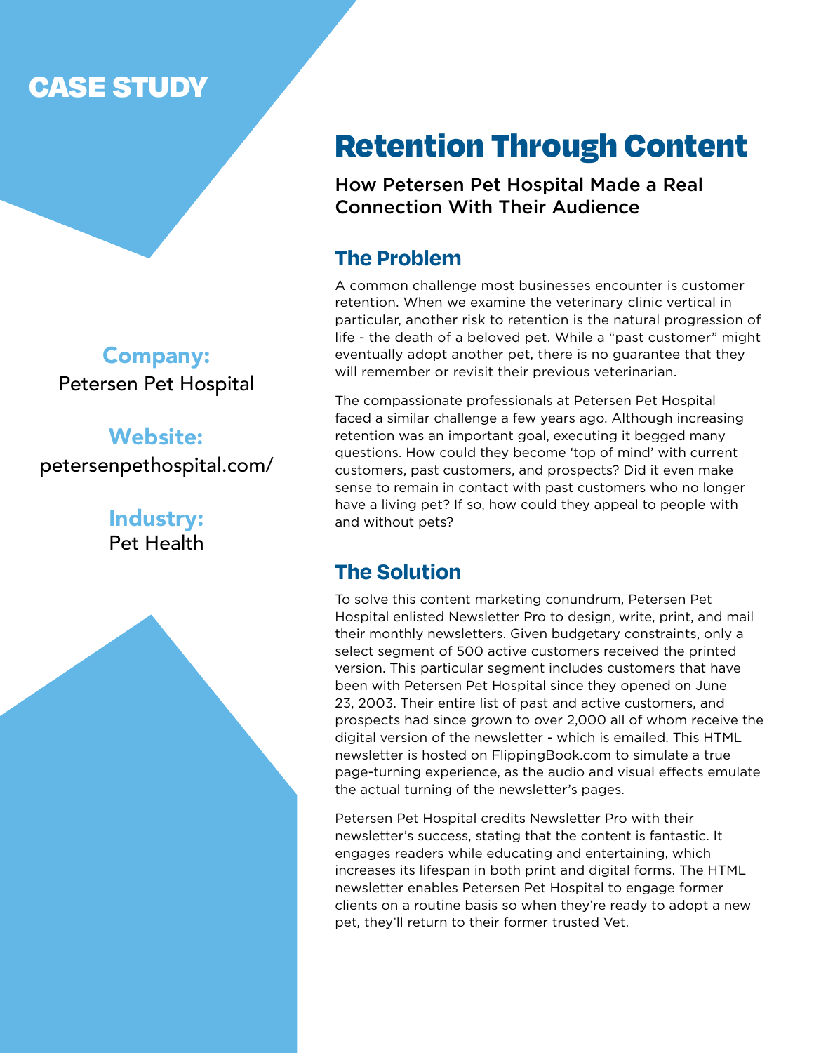**CASE STUDY**

**Company:**
Petersen Pet Hospital

**Website:**
petersenpethospital.com/

**Industry:**
Pet Health

# Retention Through Content

How Petersen Pet Hospital Made a Real Connection With Their Audience

## The Problem

A common challenge most businesses encounter is customer retention. When we examine the veterinary clinic vertical in particular, another risk to retention is the natural progression of life - the death of a beloved pet. While a "past customer" might eventually adopt another pet, there is no guarantee that they will remember or revisit their previous veterinarian.

The compassionate professionals at Petersen Pet Hospital faced a similar challenge a few years ago. Although increasing retention was an important goal, executing it begged many questions. How could they become 'top of mind' with current customers, past customers, and prospects? Did it even make sense to remain in contact with past customers who no longer have a living pet? If so, how could they appeal to people with and without pets?

## The Solution

To solve this content marketing conundrum, Petersen Pet Hospital enlisted Newsletter Pro to design, write, print, and mail their monthly newsletters. Given budgetary constraints, only a select segment of 500 active customers received the printed version. This particular segment includes customers that have been with Petersen Pet Hospital since they opened on June 23, 2003. Their entire list of past and active customers, and prospects had since grown to over 2,000 all of whom receive the digital version of the newsletter - which is emailed. This HTML newsletter is hosted on FlippingBook.com to simulate a true page-turning experience, as the audio and visual effects emulate the actual turning of the newsletter's pages.

Petersen Pet Hospital credits Newsletter Pro with their newsletter's success, stating that the content is fantastic. It engages readers while educating and entertaining, which increases its lifespan in both print and digital forms. The HTML newsletter enables Petersen Pet Hospital to engage former clients on a routine basis so when they're ready to adopt a new pet, they'll return to their former trusted Vet.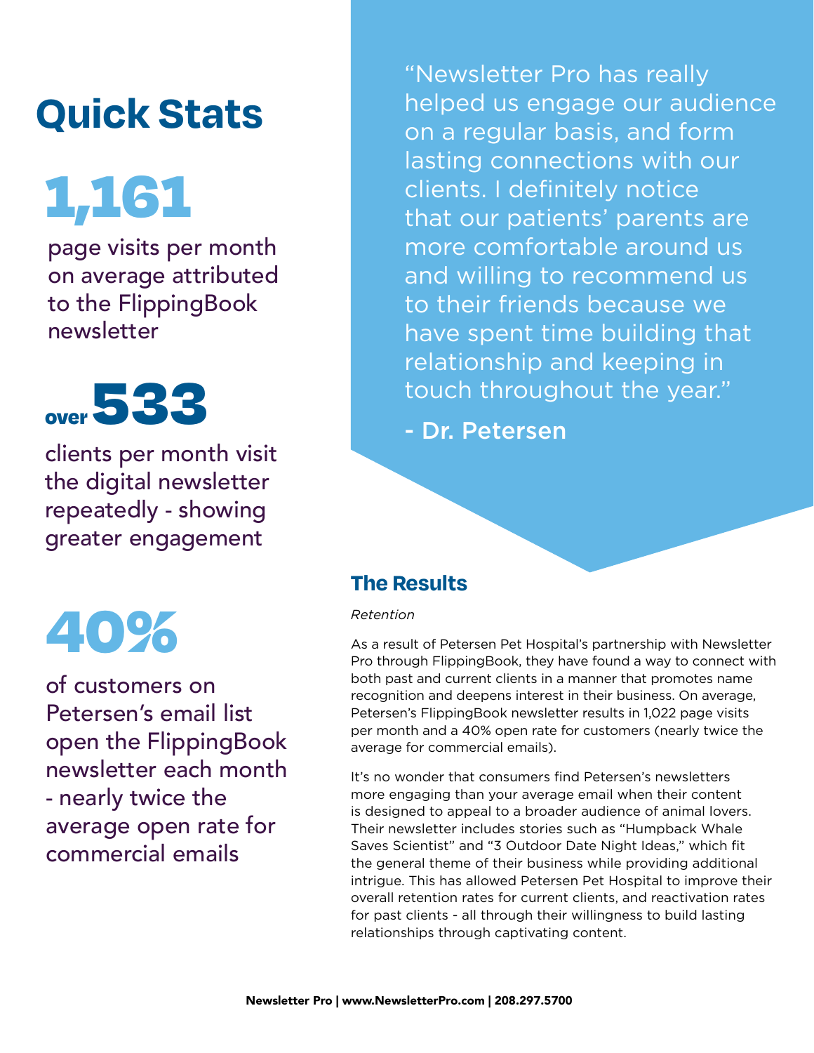# Quick Stats

**1,161**

page visits per month on average attributed to the FlippingBook newsletter

**over 533**

clients per month visit the digital newsletter repeatedly - showing greater engagement

**40%**

of customers on Petersen's email list open the FlippingBook newsletter each month - nearly twice the average open rate for commercial emails

"Newsletter Pro has really helped us engage our audience on a regular basis, and form lasting connections with our clients. I definitely notice that our patients' parents are more comfortable around us and willing to recommend us to their friends because we have spent time building that relationship and keeping in touch throughout the year."

**- Dr. Petersen**

## The Results

*Retention*

As a result of Petersen Pet Hospital's partnership with Newsletter Pro through FlippingBook, they have found a way to connect with both past and current clients in a manner that promotes name recognition and deepens interest in their business. On average, Petersen's FlippingBook newsletter results in 1,022 page visits per month and a 40% open rate for customers (nearly twice the average for commercial emails).

It's no wonder that consumers find Petersen's newsletters more engaging than your average email when their content is designed to appeal to a broader audience of animal lovers. Their newsletter includes stories such as "Humpback Whale Saves Scientist" and "3 Outdoor Date Night Ideas," which fit the general theme of their business while providing additional intrigue. This has allowed Petersen Pet Hospital to improve their overall retention rates for current clients, and reactivation rates for past clients - all through their willingness to build lasting relationships through captivating content.

**Newsletter Pro | www.NewsletterPro.com | 208.297.5700**